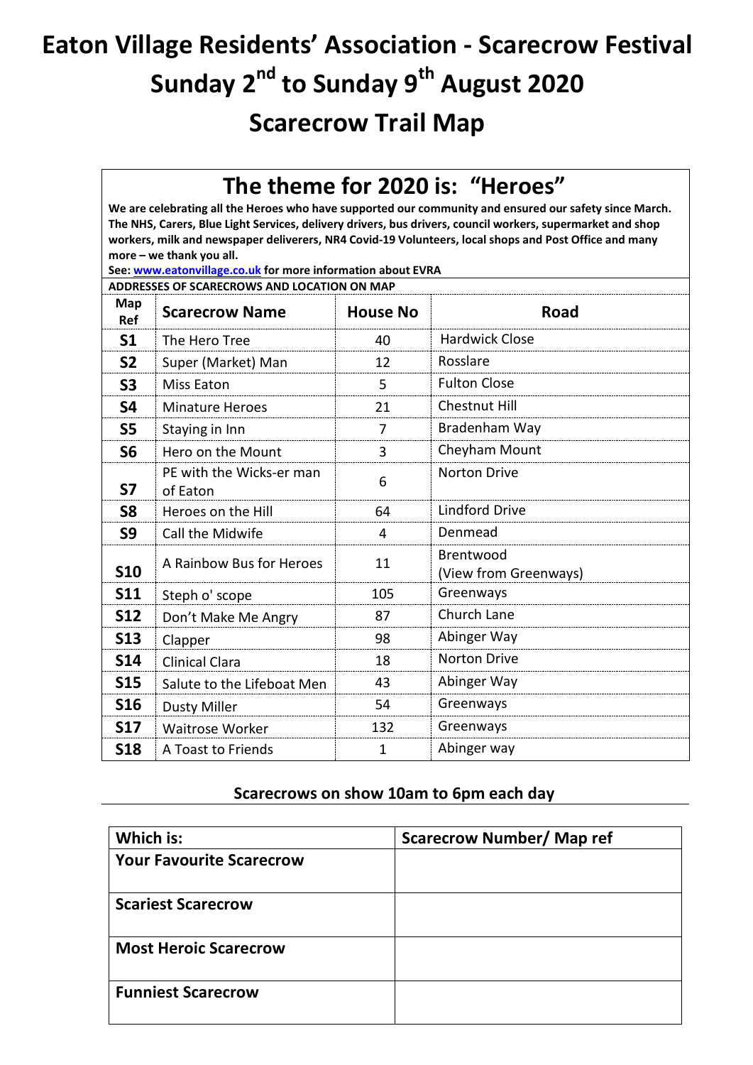# Eaton Village Residents' Association - Scarecrow Festival

# Sunday 2nd to Sunday 9th August 2020

# Scarecrow Trail Map

## The theme for 2020 is: "Heroes"

**We are celebrating all the Heroes who have supported our community and ensured our safety since March. The NHS, Carers, Blue Light Services, delivery drivers, bus drivers, council workers, supermarket and shop workers, milk and newspaper deliverers, NR4 Covid-19 Volunteers, local shops and Post Office and many more – we thank you all.**

**See: [www.eatonvillage.co.uk](http://www.eatonvillage.co.uk) for more information about EVRA**

**ADDRESSES OF SCARECROWS AND LOCATION ON MAP**

| Map Ref | Scarecrow Name | House No | Road |
|---|---|---|---|
| **S1** | The Hero Tree | 40 | Hardwick Close |
| **S2** | Super (Market) Man | 12 | Rosslare |
| **S3** | Miss Eaton | 5 | Fulton Close |
| **S4** | Minature Heroes | 21 | Chestnut Hill |
| **S5** | Staying in Inn | 7 | Bradenham Way |
| **S6** | Hero on the Mount | 3 | Cheyham Mount |
| **S7** | PE with the Wicks-er man of Eaton | 6 | Norton Drive |
| **S8** | Heroes on the Hill | 64 | Lindford Drive |
| **S9** | Call the Midwife | 4 | Denmead |
| **S10** | A Rainbow Bus for Heroes | 11 | Brentwood (View from Greenways) |
| **S11** | Steph o' scope | 105 | Greenways |
| **S12** | Don't Make Me Angry | 87 | Church Lane |
| **S13** | Clapper | 98 | Abinger Way |
| **S14** | Clinical Clara | 18 | Norton Drive |
| **S15** | Salute to the Lifeboat Men | 43 | Abinger Way |
| **S16** | Dusty Miller | 54 | Greenways |
| **S17** | Waitrose Worker | 132 | Greenways |
| **S18** | A Toast to Friends | 1 | Abinger way |

**Scarecrows on show 10am to 6pm each day**

| Which is: | Scarecrow Number/ Map ref |
|---|---|
| **Your Favourite Scarecrow** | |
| **Scariest Scarecrow** | |
| **Most Heroic Scarecrow** | |
| **Funniest Scarecrow** | |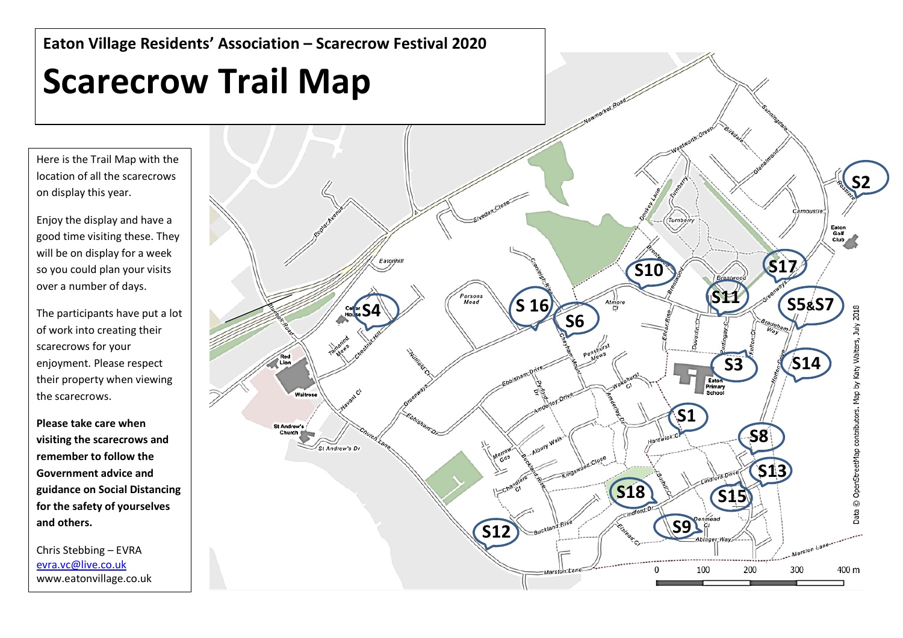**Eaton Village Residents' Association – Scarecrow Festival 2020**

# Scarecrow Trail Map

Here is the Trail Map with the location of all the scarecrows on display this year.

Enjoy the display and have a good time visiting these. They will be on display for a week so you could plan your visits over a number of days.

The participants have put a lot of work into creating their scarecrows for your enjoyment. Please respect their property when viewing the scarecrows.

**Please take care when visiting the scarecrows and remember to follow the Government advice and guidance on Social Distancing for the safety of yourselves and others.**

Chris Stebbing – EVRA
[evra.vc@live.co.uk](mailto:evra.vc@live.co.uk)
www.eatonvillage.co.uk

S2
S17
S10
S11
S5&S7
S 16
S4
S6
S3
S14
S1
S8
S13
S18
S15
S9
S12

Newmarket Road
Wentworth Green
Birkdale
Sunningdale
Gleneagles
Rosslare
Carnoustie
Eaton Golf Club
Turnberry
Donkey Lane
Brentwood
Poplar Avenue
Elveden Close
Eaton Hill
Cranleigh Rise
Parsons Mead
Atmore Cl
Ellcar Rise
Duverlin Cl
Purtingay Cl
Fulton Cl
Greenways
Bradeham Way
Norton Drive
Eaton Primary School
Bluebell Road
Cellar House
Tamarind Mews
Chestnut Hill
Red Lion
Waitrose
Havant Cl
St Andrew's Church
St Andrew's Dr
Church Lane
Nuffield Cl
Greenways
Ebbisham Dr
Ebbisham Drive
Pyrford Dr
Cheyham Mount
Penshurst Mews
Wakehurst Cl
Amderley Drive
Amderley Dr
Hardwick Cl
Merrow Gds
Albury Walk
Buckland Rise
Chandlers Ct
Kingswood Close
Burhill Ct
Lindford Drive
Lindford Dr
Denmead Cl
Abinger Way
Elstead Cl
Buckland Rise
Marston Lane
Marston Lane

0 100 200 300 400 m

Data © OpenStreetMap contributors. Map by Katy Walters, July 2018